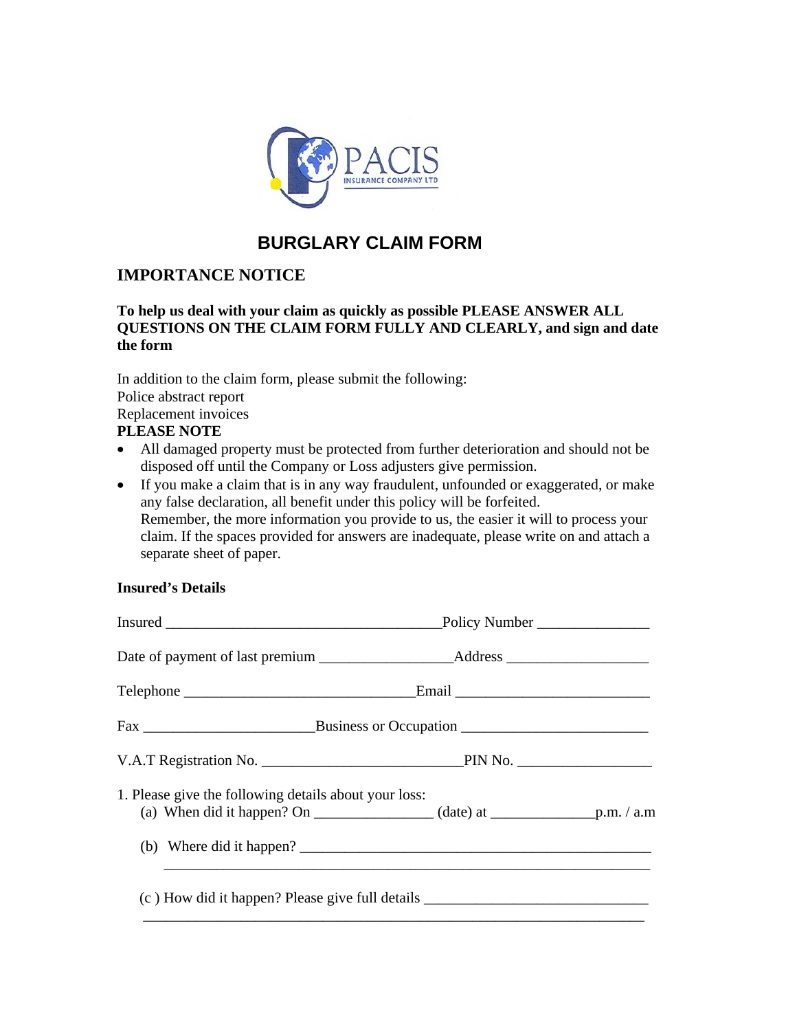PACIS
INSURANCE COMPANY LTD

# BURGLARY CLAIM FORM

## IMPORTANCE NOTICE

**To help us deal with your claim as quickly as possible PLEASE ANSWER ALL QUESTIONS ON THE CLAIM FORM FULLY AND CLEARLY, and sign and date the form**

In addition to the claim form, please submit the following:
Police abstract report
Replacement invoices

**PLEASE NOTE**

- All damaged property must be protected from further deterioration and should not be disposed off until the Company or Loss adjusters give permission.
- If you make a claim that is in any way fraudulent, unfounded or exaggerated, or make any false declaration, all benefit under this policy will be forfeited.
  Remember, the more information you provide to us, the easier it will to process your claim. If the spaces provided for answers are inadequate, please write on and attach a separate sheet of paper.

**Insured's Details**

Insured _____________________________________ Policy Number _______________

Date of payment of last premium _________________ Address ___________________

Telephone ______________________________ Email __________________________

Fax ______________________ Business or Occupation ________________________

V.A.T Registration No. __________________________ PIN No. __________________

1. Please give the following details about your loss:
   (a) When did it happen? On _______________ (date) at ______________ p.m. / a.m

   (b) Where did it happen? _______________________________________________
   _______________________________________________________________

   (c ) How did it happen? Please give full details ______________________________
   _______________________________________________________________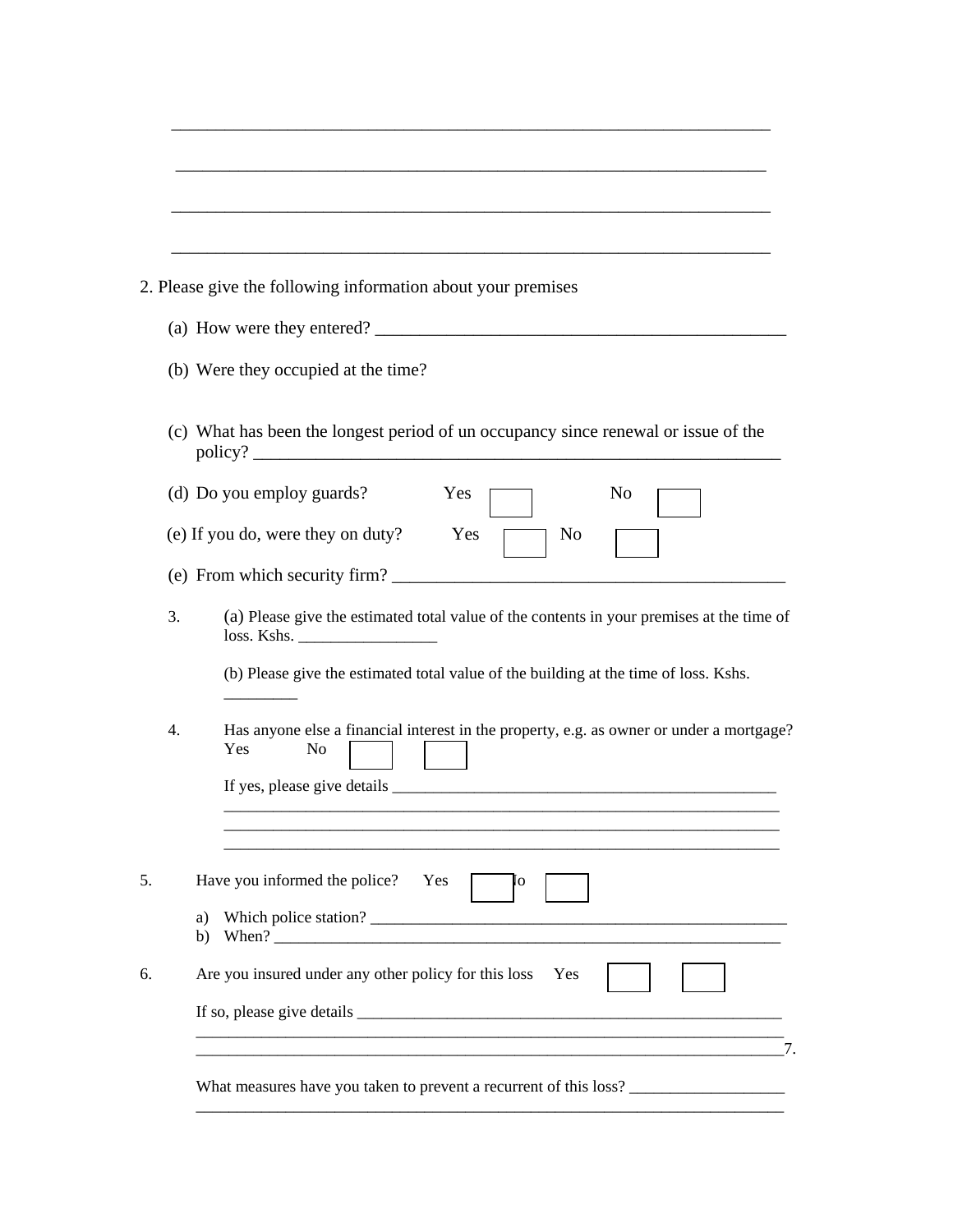______________________________________________________________________

______________________________________________________________________

______________________________________________________________________

______________________________________________________________________

2. Please give the following information about your premises

   (a) How were they entered? ______________________________________________

   (b) Were they occupied at the time?

   (c) What has been the longest period of un occupancy since renewal or issue of the policy? ____________________________________________________________

   (d) Do you employ guards? Yes ☐ No ☐

   (e) If you do, were they on duty? Yes ☐ No ☐

   (e) From which security firm? ___________________________________________

3. (a) Please give the estimated total value of the contents in your premises at the time of loss. Kshs. _________________

   (b) Please give the estimated total value of the building at the time of loss. Kshs. _________

4. Has anyone else a financial interest in the property, e.g. as owner or under a mortgage? Yes No ☐ ☐

   If yes, please give details _______________________________________________

   ______________________________________________________________________

   ______________________________________________________________________

   ______________________________________________________________________

5. Have you informed the police? Yes ☐ No ☐

   a) Which police station? ______________________________________________

   b) When? ___________________________________________________________

6. Are you insured under any other policy for this loss Yes ☐ ☐

   If so, please give details ________________________________________________

   ______________________________________________________________________

   ______________________________________________________________________7.

   What measures have you taken to prevent a recurrent of this loss? __________________

   ______________________________________________________________________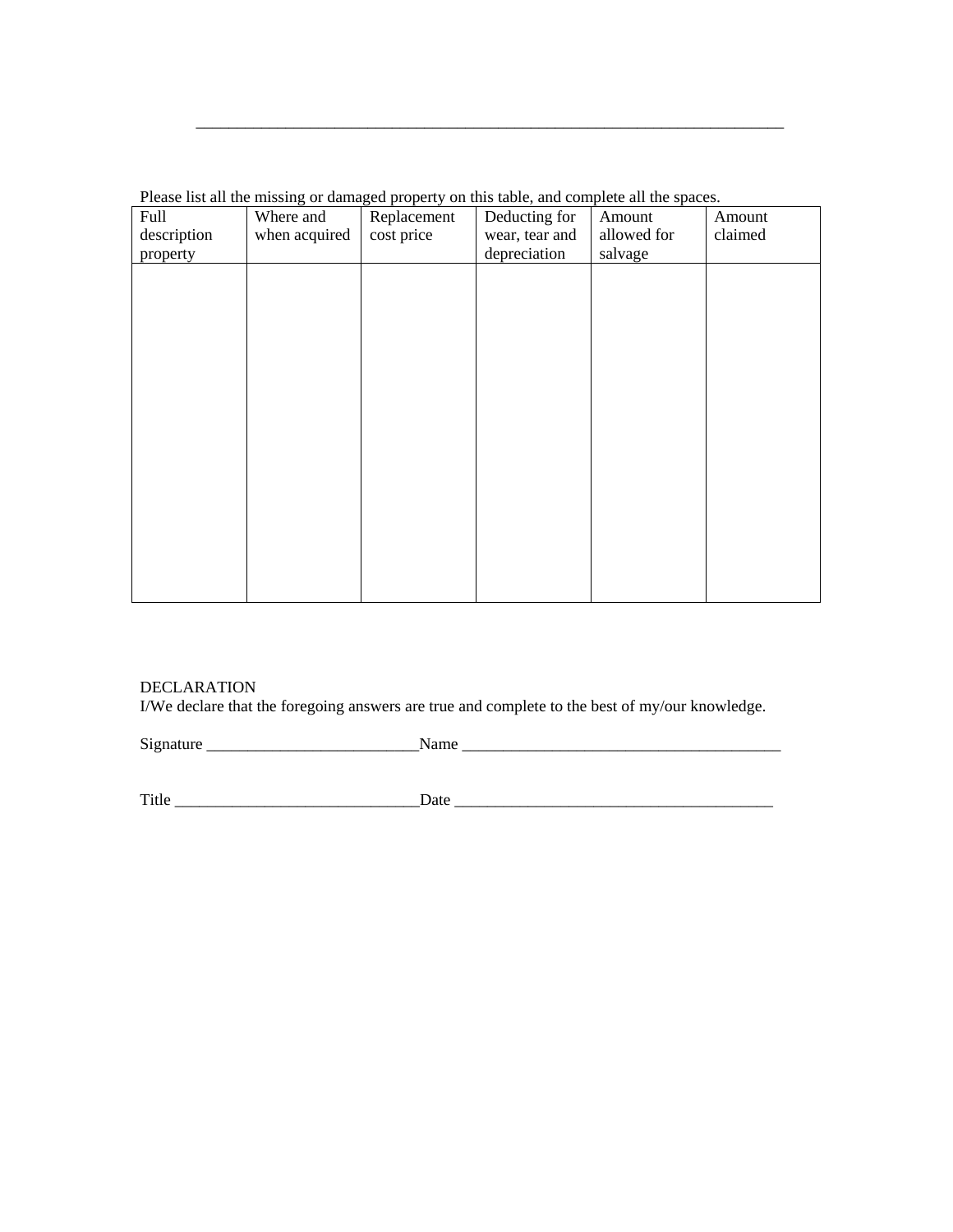\_\_\_\_\_\_\_\_\_\_\_\_\_\_\_\_\_\_\_\_\_\_\_\_\_\_\_\_\_\_\_\_\_\_\_\_\_\_\_\_\_\_\_\_\_\_\_\_\_\_\_\_\_\_\_\_\_\_\_\_\_\_\_\_\_\_\_\_\_\_\_\_

Please list all the missing or damaged property on this table, and complete all the spaces.

| Full description property | Where and when acquired | Replacement cost price | Deducting for wear, tear and depreciation | Amount allowed for salvage | Amount claimed |
|---|---|---|---|---|---|
| | | | | | |

DECLARATION
I/We declare that the foregoing answers are true and complete to the best of my/our knowledge.

Signature \_\_\_\_\_\_\_\_\_\_\_\_\_\_\_\_\_\_\_\_\_\_\_\_\_\_Name \_\_\_\_\_\_\_\_\_\_\_\_\_\_\_\_\_\_\_\_\_\_\_\_\_\_\_\_\_\_\_\_\_\_\_\_\_\_\_\_

Title \_\_\_\_\_\_\_\_\_\_\_\_\_\_\_\_\_\_\_\_\_\_\_\_\_\_\_\_\_\_Date \_\_\_\_\_\_\_\_\_\_\_\_\_\_\_\_\_\_\_\_\_\_\_\_\_\_\_\_\_\_\_\_\_\_\_\_\_\_\_\_